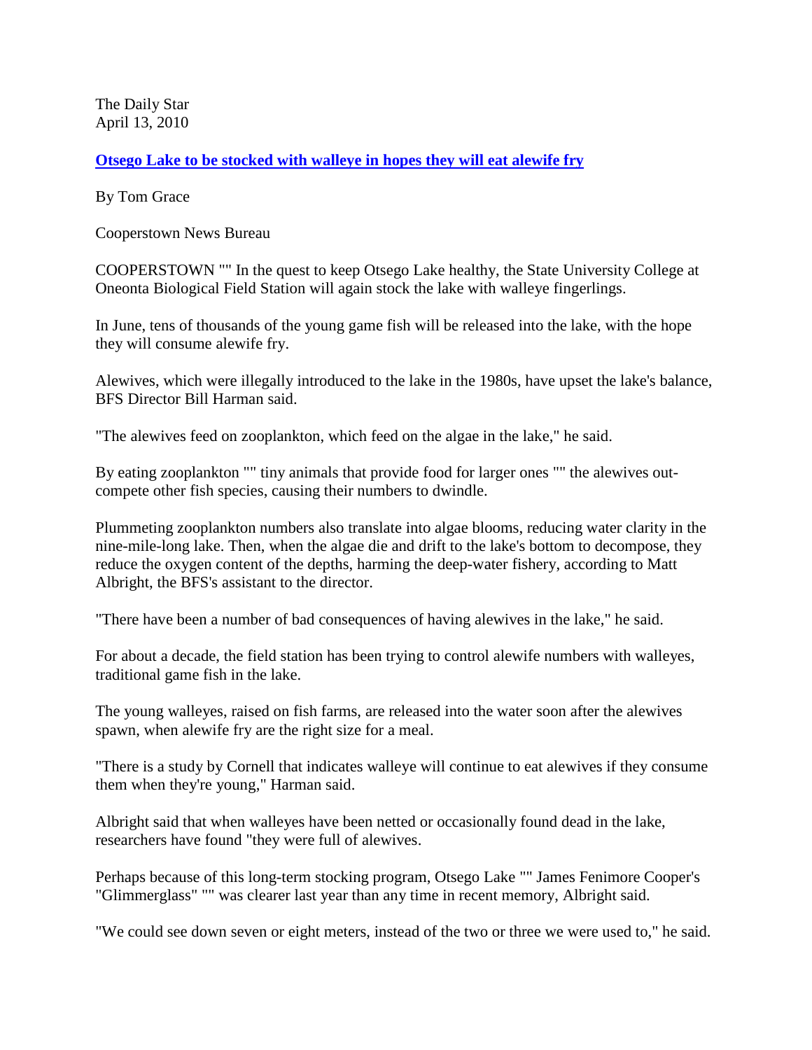The Daily Star
April 13, 2010

## Otsego Lake to be stocked with walleye in hopes they will eat alewife fry

By Tom Grace

Cooperstown News Bureau

COOPERSTOWN "" In the quest to keep Otsego Lake healthy, the State University College at Oneonta Biological Field Station will again stock the lake with walleye fingerlings.

In June, tens of thousands of the young game fish will be released into the lake, with the hope they will consume alewife fry.

Alewives, which were illegally introduced to the lake in the 1980s, have upset the lake's balance, BFS Director Bill Harman said.

"The alewives feed on zooplankton, which feed on the algae in the lake," he said.

By eating zooplankton "" tiny animals that provide food for larger ones "" the alewives out-compete other fish species, causing their numbers to dwindle.

Plummeting zooplankton numbers also translate into algae blooms, reducing water clarity in the nine-mile-long lake. Then, when the algae die and drift to the lake's bottom to decompose, they reduce the oxygen content of the depths, harming the deep-water fishery, according to Matt Albright, the BFS's assistant to the director.

"There have been a number of bad consequences of having alewives in the lake," he said.

For about a decade, the field station has been trying to control alewife numbers with walleyes, traditional game fish in the lake.

The young walleyes, raised on fish farms, are released into the water soon after the alewives spawn, when alewife fry are the right size for a meal.

"There is a study by Cornell that indicates walleye will continue to eat alewives if they consume them when they're young," Harman said.

Albright said that when walleyes have been netted or occasionally found dead in the lake, researchers have found "they were full of alewives.

Perhaps because of this long-term stocking program, Otsego Lake "" James Fenimore Cooper's "Glimmerglass" "" was clearer last year than any time in recent memory, Albright said.

"We could see down seven or eight meters, instead of the two or three we were used to," he said.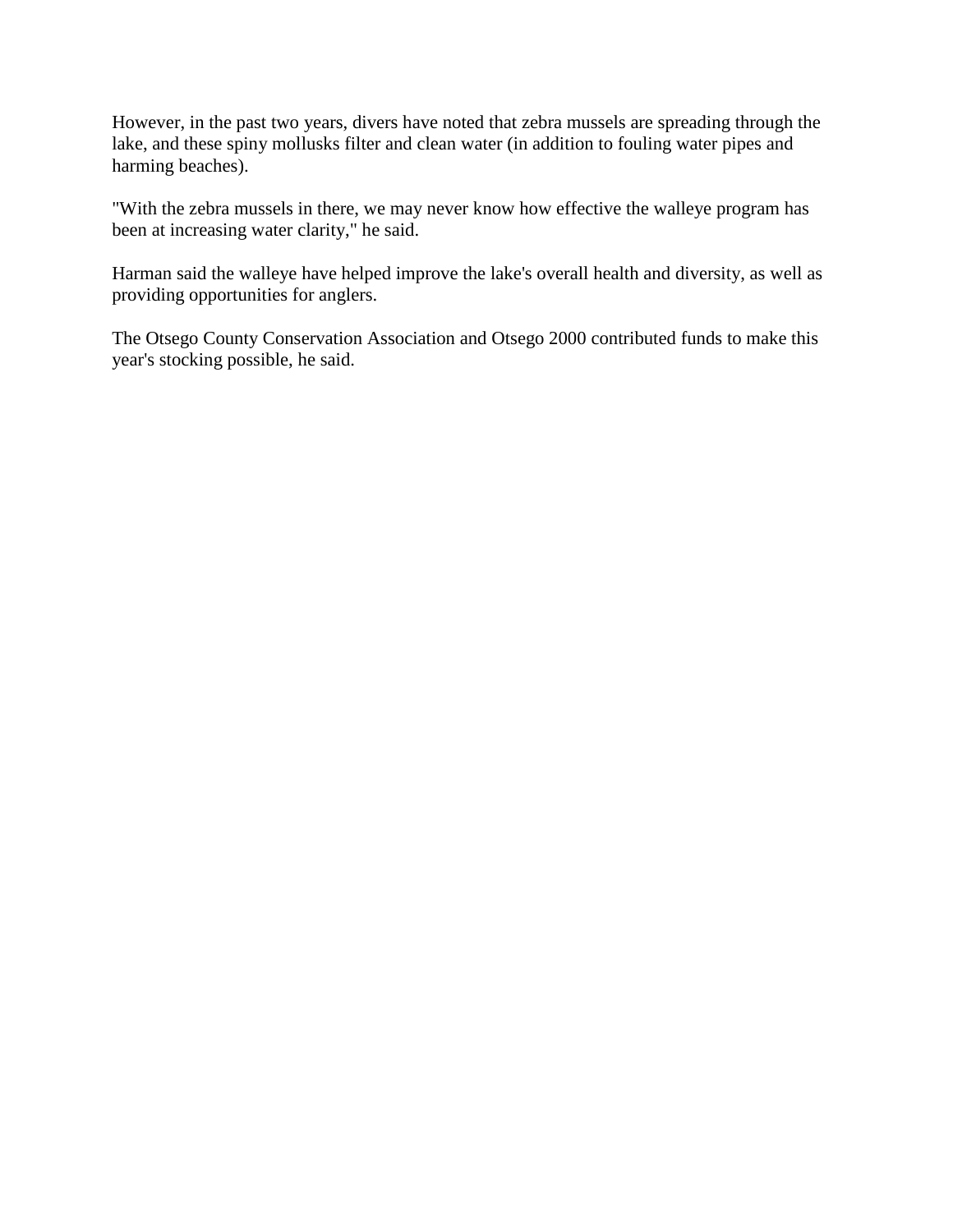However, in the past two years, divers have noted that zebra mussels are spreading through the lake, and these spiny mollusks filter and clean water (in addition to fouling water pipes and harming beaches).

"With the zebra mussels in there, we may never know how effective the walleye program has been at increasing water clarity," he said.

Harman said the walleye have helped improve the lake's overall health and diversity, as well as providing opportunities for anglers.

The Otsego County Conservation Association and Otsego 2000 contributed funds to make this year's stocking possible, he said.